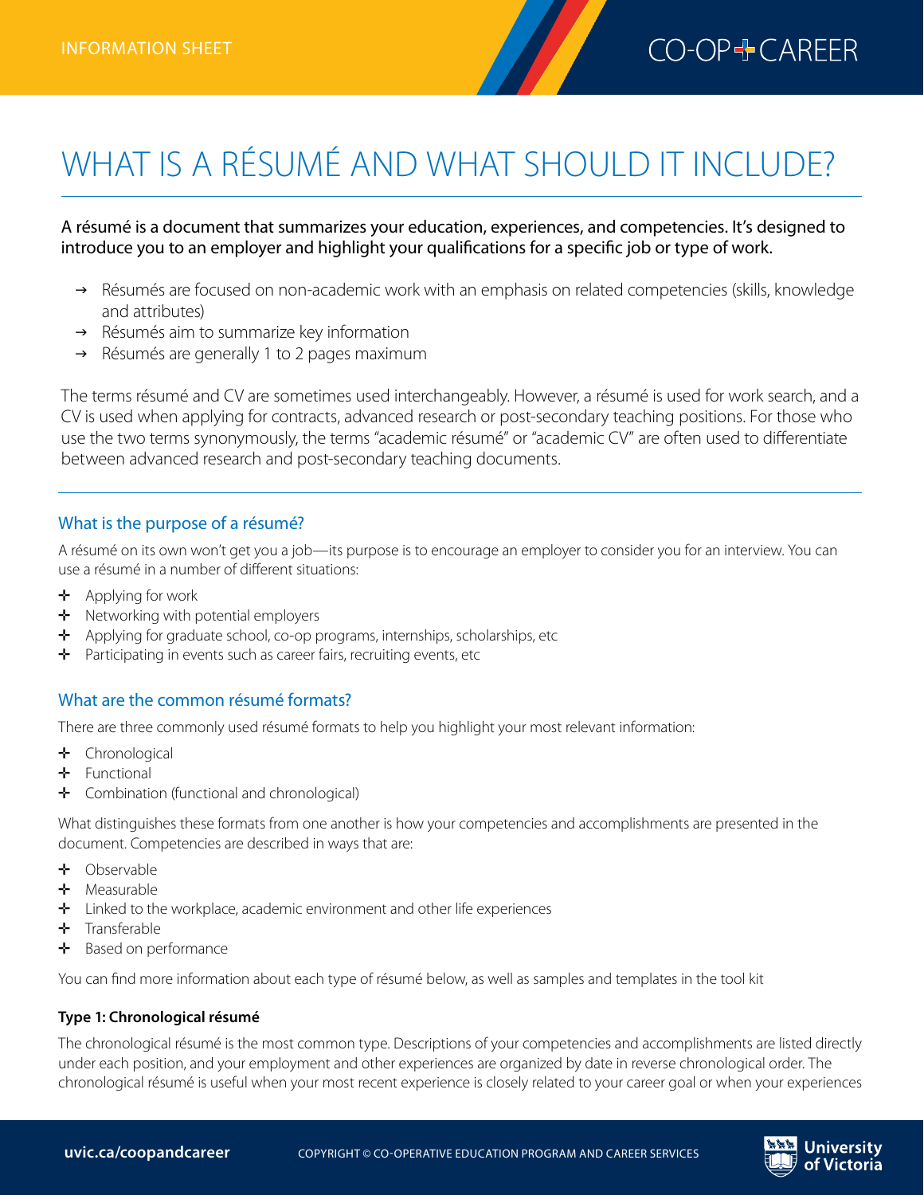INFORMATION SHEET

# WHAT IS A RÉSUMÉ AND WHAT SHOULD IT INCLUDE?

A résumé is a document that summarizes your education, experiences, and competencies. It's designed to introduce you to an employer and highlight your qualifications for a specific job or type of work.

- Résumés are focused on non-academic work with an emphasis on related competencies (skills, knowledge and attributes)
- Résumés aim to summarize key information
- Résumés are generally 1 to 2 pages maximum

The terms résumé and CV are sometimes used interchangeably. However, a résumé is used for work search, and a CV is used when applying for contracts, advanced research or post-secondary teaching positions. For those who use the two terms synonymously, the terms "academic résumé" or "academic CV" are often used to differentiate between advanced research and post-secondary teaching documents.

## What is the purpose of a résumé?

A résumé on its own won't get you a job—its purpose is to encourage an employer to consider you for an interview. You can use a résumé in a number of different situations:

- Applying for work
- Networking with potential employers
- Applying for graduate school, co-op programs, internships, scholarships, etc
- Participating in events such as career fairs, recruiting events, etc

## What are the common résumé formats?

There are three commonly used résumé formats to help you highlight your most relevant information:

- Chronological
- Functional
- Combination (functional and chronological)

What distinguishes these formats from one another is how your competencies and accomplishments are presented in the document. Competencies are described in ways that are:

- Observable
- Measurable
- Linked to the workplace, academic environment and other life experiences
- Transferable
- Based on performance

You can find more information about each type of résumé below, as well as samples and templates in the tool kit

### Type 1: Chronological résumé

The chronological résumé is the most common type. Descriptions of your competencies and accomplishments are listed directly under each position, and your employment and other experiences are organized by date in reverse chronological order. The chronological résumé is useful when your most recent experience is closely related to your career goal or when your experiences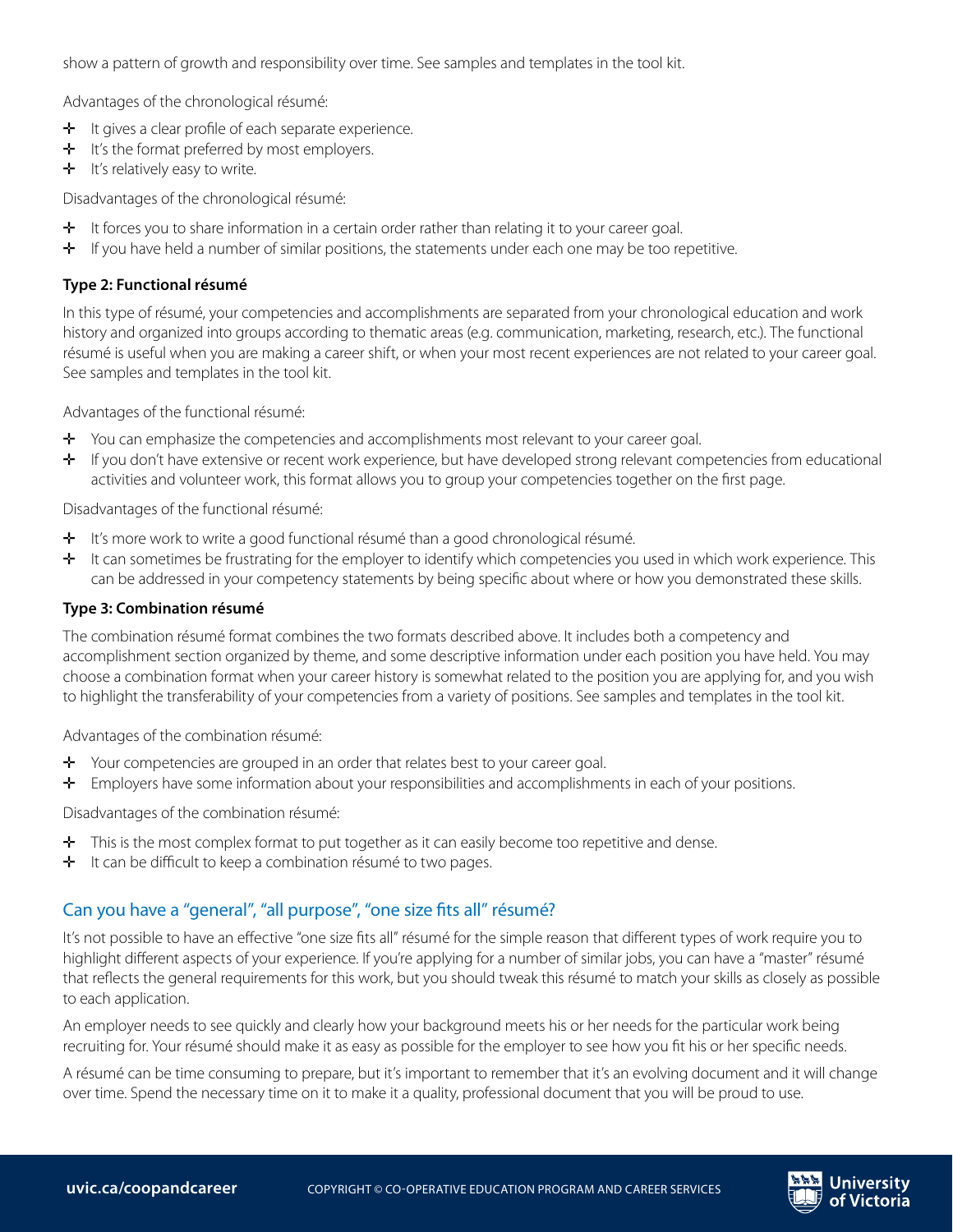show a pattern of growth and responsibility over time. See samples and templates in the tool kit.

Advantages of the chronological résumé:

- It gives a clear profile of each separate experience.
- It's the format preferred by most employers.
- It's relatively easy to write.

Disadvantages of the chronological résumé:

- It forces you to share information in a certain order rather than relating it to your career goal.
- If you have held a number of similar positions, the statements under each one may be too repetitive.

**Type 2: Functional résumé**

In this type of résumé, your competencies and accomplishments are separated from your chronological education and work history and organized into groups according to thematic areas (e.g. communication, marketing, research, etc.). The functional résumé is useful when you are making a career shift, or when your most recent experiences are not related to your career goal. See samples and templates in the tool kit.

Advantages of the functional résumé:

- You can emphasize the competencies and accomplishments most relevant to your career goal.
- If you don't have extensive or recent work experience, but have developed strong relevant competencies from educational activities and volunteer work, this format allows you to group your competencies together on the first page.

Disadvantages of the functional résumé:

- It's more work to write a good functional résumé than a good chronological résumé.
- It can sometimes be frustrating for the employer to identify which competencies you used in which work experience. This can be addressed in your competency statements by being specific about where or how you demonstrated these skills.

**Type 3: Combination résumé**

The combination résumé format combines the two formats described above. It includes both a competency and accomplishment section organized by theme, and some descriptive information under each position you have held. You may choose a combination format when your career history is somewhat related to the position you are applying for, and you wish to highlight the transferability of your competencies from a variety of positions. See samples and templates in the tool kit.

Advantages of the combination résumé:

- Your competencies are grouped in an order that relates best to your career goal.
- Employers have some information about your responsibilities and accomplishments in each of your positions.

Disadvantages of the combination résumé:

- This is the most complex format to put together as it can easily become too repetitive and dense.
- It can be difficult to keep a combination résumé to two pages.

## Can you have a "general", "all purpose", "one size fits all" résumé?

It's not possible to have an effective "one size fits all" résumé for the simple reason that different types of work require you to highlight different aspects of your experience. If you're applying for a number of similar jobs, you can have a "master" résumé that reflects the general requirements for this work, but you should tweak this résumé to match your skills as closely as possible to each application.

An employer needs to see quickly and clearly how your background meets his or her needs for the particular work being recruiting for. Your résumé should make it as easy as possible for the employer to see how you fit his or her specific needs.

A résumé can be time consuming to prepare, but it's important to remember that it's an evolving document and it will change over time. Spend the necessary time on it to make it a quality, professional document that you will be proud to use.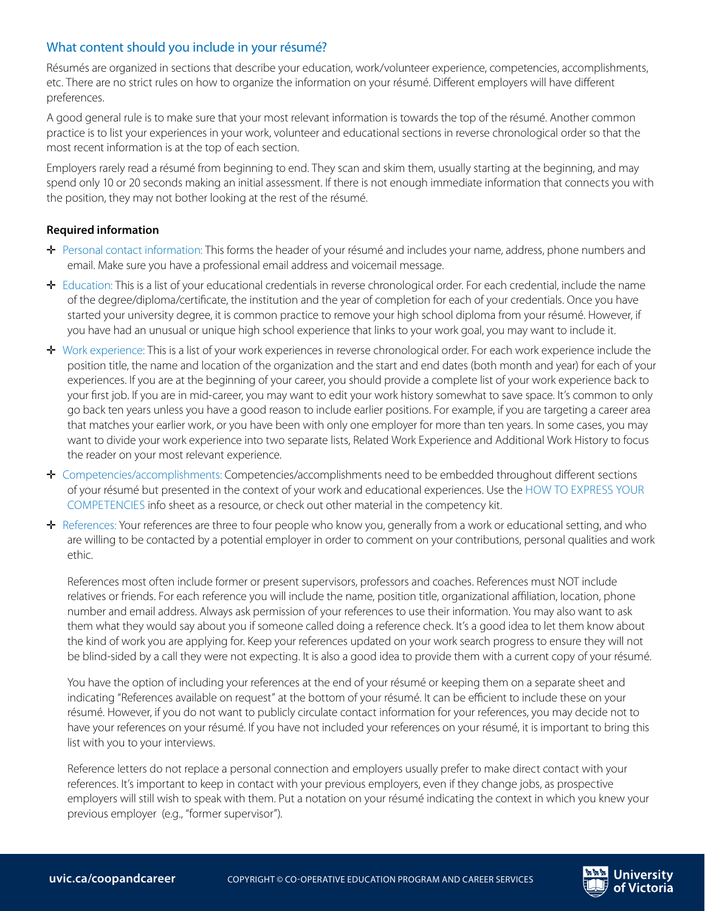## What content should you include in your résumé?

Résumés are organized in sections that describe your education, work/volunteer experience, competencies, accomplishments, etc. There are no strict rules on how to organize the information on your résumé. Different employers will have different preferences.

A good general rule is to make sure that your most relevant information is towards the top of the résumé. Another common practice is to list your experiences in your work, volunteer and educational sections in reverse chronological order so that the most recent information is at the top of each section.

Employers rarely read a résumé from beginning to end. They scan and skim them, usually starting at the beginning, and may spend only 10 or 20 seconds making an initial assessment. If there is not enough immediate information that connects you with the position, they may not bother looking at the rest of the résumé.

### Required information

- Personal contact information: This forms the header of your résumé and includes your name, address, phone numbers and email. Make sure you have a professional email address and voicemail message.
- Education: This is a list of your educational credentials in reverse chronological order. For each credential, include the name of the degree/diploma/certificate, the institution and the year of completion for each of your credentials. Once you have started your university degree, it is common practice to remove your high school diploma from your résumé. However, if you have had an unusual or unique high school experience that links to your work goal, you may want to include it.
- Work experience: This is a list of your work experiences in reverse chronological order. For each work experience include the position title, the name and location of the organization and the start and end dates (both month and year) for each of your experiences. If you are at the beginning of your career, you should provide a complete list of your work experience back to your first job. If you are in mid-career, you may want to edit your work history somewhat to save space. It's common to only go back ten years unless you have a good reason to include earlier positions. For example, if you are targeting a career area that matches your earlier work, or you have been with only one employer for more than ten years. In some cases, you may want to divide your work experience into two separate lists, Related Work Experience and Additional Work History to focus the reader on your most relevant experience.
- Competencies/accomplishments: Competencies/accomplishments need to be embedded throughout different sections of your résumé but presented in the context of your work and educational experiences. Use the HOW TO EXPRESS YOUR COMPETENCIES info sheet as a resource, or check out other material in the competency kit.
- References: Your references are three to four people who know you, generally from a work or educational setting, and who are willing to be contacted by a potential employer in order to comment on your contributions, personal qualities and work ethic.

  References most often include former or present supervisors, professors and coaches. References must NOT include relatives or friends. For each reference you will include the name, position title, organizational affiliation, location, phone number and email address. Always ask permission of your references to use their information. You may also want to ask them what they would say about you if someone called doing a reference check. It's a good idea to let them know about the kind of work you are applying for. Keep your references updated on your work search progress to ensure they will not be blind-sided by a call they were not expecting. It is also a good idea to provide them with a current copy of your résumé.

  You have the option of including your references at the end of your résumé or keeping them on a separate sheet and indicating "References available on request" at the bottom of your résumé. It can be efficient to include these on your résumé. However, if you do not want to publicly circulate contact information for your references, you may decide not to have your references on your résumé. If you have not included your references on your résumé, it is important to bring this list with you to your interviews.

  Reference letters do not replace a personal connection and employers usually prefer to make direct contact with your references. It's important to keep in contact with your previous employers, even if they change jobs, as prospective employers will still wish to speak with them. Put a notation on your résumé indicating the context in which you knew your previous employer (e.g., "former supervisor").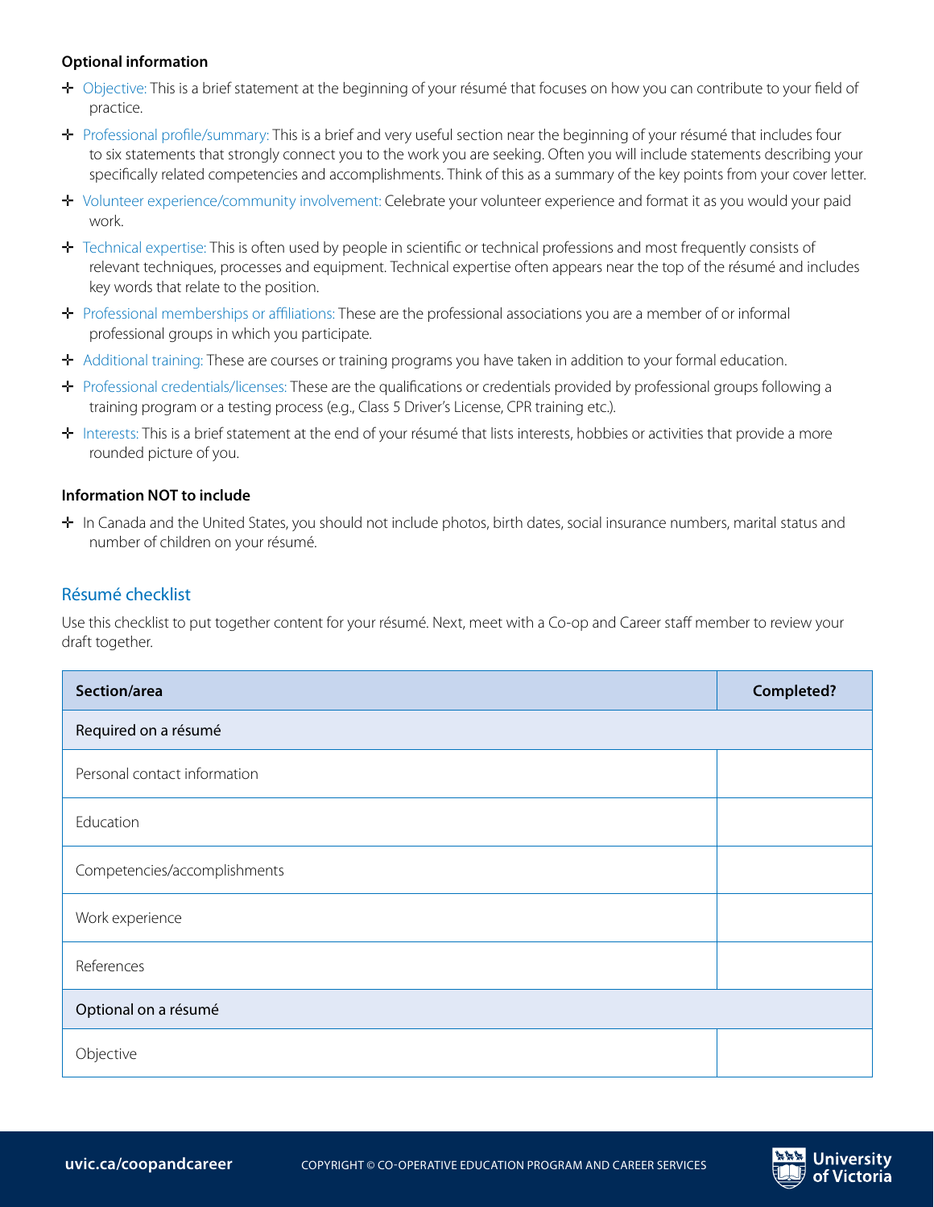**Optional information**

- Objective: This is a brief statement at the beginning of your résumé that focuses on how you can contribute to your field of practice.
- Professional profile/summary: This is a brief and very useful section near the beginning of your résumé that includes four to six statements that strongly connect you to the work you are seeking. Often you will include statements describing your specifically related competencies and accomplishments. Think of this as a summary of the key points from your cover letter.
- Volunteer experience/community involvement: Celebrate your volunteer experience and format it as you would your paid work.
- Technical expertise: This is often used by people in scientific or technical professions and most frequently consists of relevant techniques, processes and equipment. Technical expertise often appears near the top of the résumé and includes key words that relate to the position.
- Professional memberships or affiliations: These are the professional associations you are a member of or informal professional groups in which you participate.
- Additional training: These are courses or training programs you have taken in addition to your formal education.
- Professional credentials/licenses: These are the qualifications or credentials provided by professional groups following a training program or a testing process (e.g., Class 5 Driver's License, CPR training etc.).
- Interests: This is a brief statement at the end of your résumé that lists interests, hobbies or activities that provide a more rounded picture of you.

**Information NOT to include**

- In Canada and the United States, you should not include photos, birth dates, social insurance numbers, marital status and number of children on your résumé.

## Résumé checklist

Use this checklist to put together content for your résumé. Next, meet with a Co-op and Career staff member to review your draft together.

| Section/area | Completed? |
|---|---|
| Required on a résumé | |
| Personal contact information | |
| Education | |
| Competencies/accomplishments | |
| Work experience | |
| References | |
| Optional on a résumé | |
| Objective | |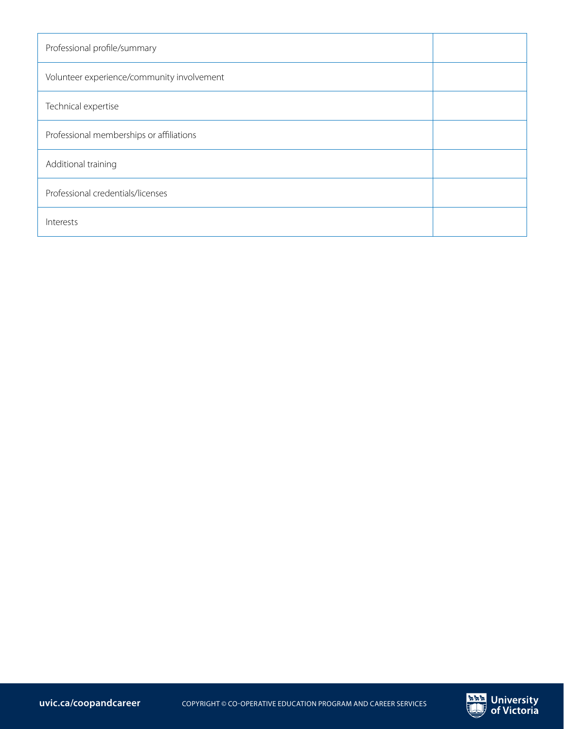| | |
|---|---|
| Professional profile/summary | |
| Volunteer experience/community involvement | |
| Technical expertise | |
| Professional memberships or affiliations | |
| Additional training | |
| Professional credentials/licenses | |
| Interests | |